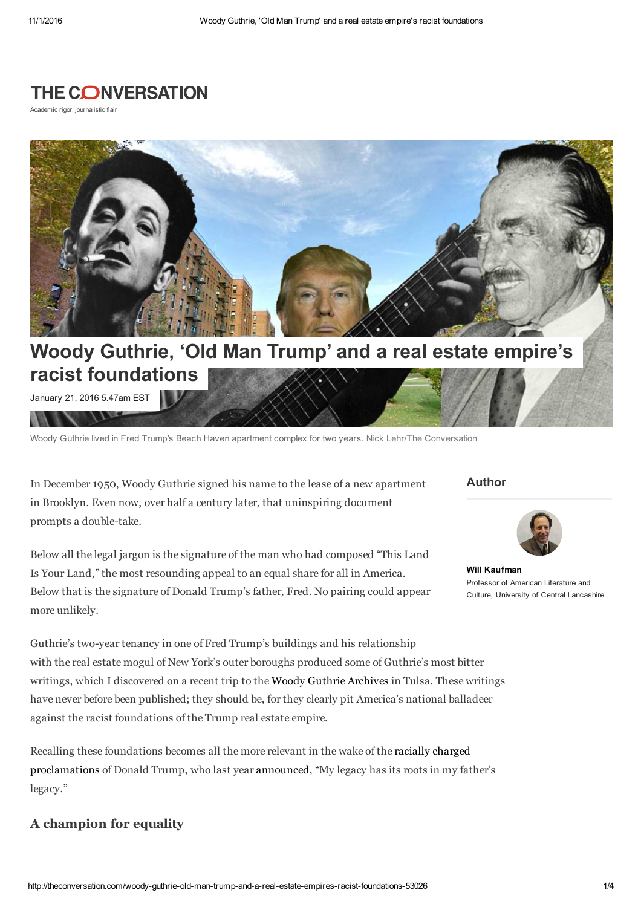THE CONVERSATION

Academic rigor, journalistic flair

# Woody Guthrie, 'Old Man Trump' and a real estate empire's racist foundations

January 21, 2016 5.47am EST

Woody Guthrie lived in Fred Trump's Beach Haven apartment complex for two years. Nick Lehr/The Conversation

**Author**

**Will Kaufman**
Professor of American Literature and Culture, University of Central Lancashire

In December 1950, Woody Guthrie signed his name to the lease of a new apartment in Brooklyn. Even now, over half a century later, that uninspiring document prompts a double-take.

Below all the legal jargon is the signature of the man who had composed "This Land Is Your Land," the most resounding appeal to an equal share for all in America. Below that is the signature of Donald Trump's father, Fred. No pairing could appear more unlikely.

Guthrie's two-year tenancy in one of Fred Trump's buildings and his relationship with the real estate mogul of New York's outer boroughs produced some of Guthrie's most bitter writings, which I discovered on a recent trip to the Woody Guthrie Archives in Tulsa. These writings have never before been published; they should be, for they clearly pit America's national balladeer against the racist foundations of the Trump real estate empire.

Recalling these foundations becomes all the more relevant in the wake of the racially charged proclamations of Donald Trump, who last year announced, "My legacy has its roots in my father's legacy."

## A champion for equality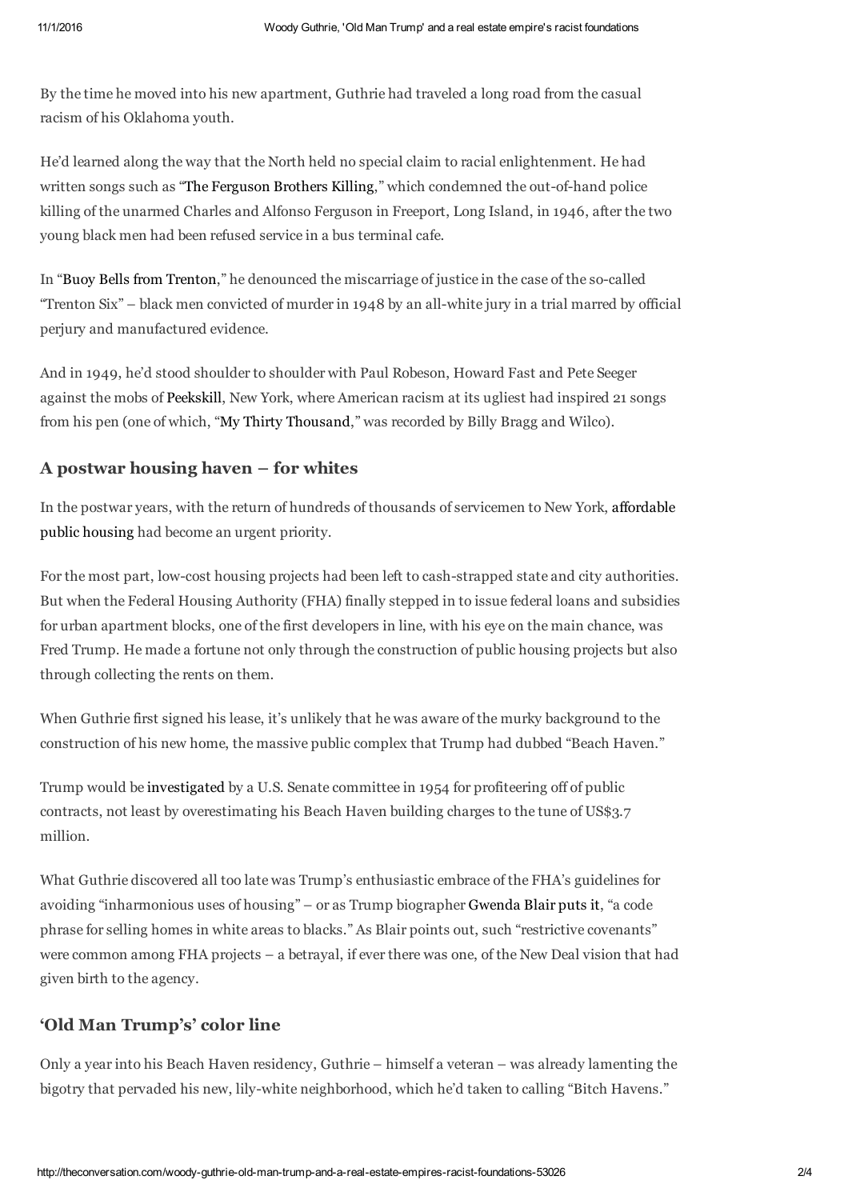By the time he moved into his new apartment, Guthrie had traveled a long road from the casual racism of his Oklahoma youth.

He'd learned along the way that the North held no special claim to racial enlightenment. He had written songs such as "The Ferguson Brothers Killing," which condemned the out-of-hand police killing of the unarmed Charles and Alfonso Ferguson in Freeport, Long Island, in 1946, after the two young black men had been refused service in a bus terminal cafe.

In "Buoy Bells from Trenton," he denounced the miscarriage of justice in the case of the so-called "Trenton Six" – black men convicted of murder in 1948 by an all-white jury in a trial marred by official perjury and manufactured evidence.

And in 1949, he'd stood shoulder to shoulder with Paul Robeson, Howard Fast and Pete Seeger against the mobs of Peekskill, New York, where American racism at its ugliest had inspired 21 songs from his pen (one of which, "My Thirty Thousand," was recorded by Billy Bragg and Wilco).

## A postwar housing haven – for whites

In the postwar years, with the return of hundreds of thousands of servicemen to New York, affordable public housing had become an urgent priority.

For the most part, low-cost housing projects had been left to cash-strapped state and city authorities. But when the Federal Housing Authority (FHA) finally stepped in to issue federal loans and subsidies for urban apartment blocks, one of the first developers in line, with his eye on the main chance, was Fred Trump. He made a fortune not only through the construction of public housing projects but also through collecting the rents on them.

When Guthrie first signed his lease, it's unlikely that he was aware of the murky background to the construction of his new home, the massive public complex that Trump had dubbed "Beach Haven."

Trump would be investigated by a U.S. Senate committee in 1954 for profiteering off of public contracts, not least by overestimating his Beach Haven building charges to the tune of US$3.7 million.

What Guthrie discovered all too late was Trump's enthusiastic embrace of the FHA's guidelines for avoiding "inharmonious uses of housing" – or as Trump biographer Gwenda Blair puts it, "a code phrase for selling homes in white areas to blacks." As Blair points out, such "restrictive covenants" were common among FHA projects – a betrayal, if ever there was one, of the New Deal vision that had given birth to the agency.

## 'Old Man Trump's' color line

Only a year into his Beach Haven residency, Guthrie – himself a veteran – was already lamenting the bigotry that pervaded his new, lily-white neighborhood, which he'd taken to calling "Bitch Havens."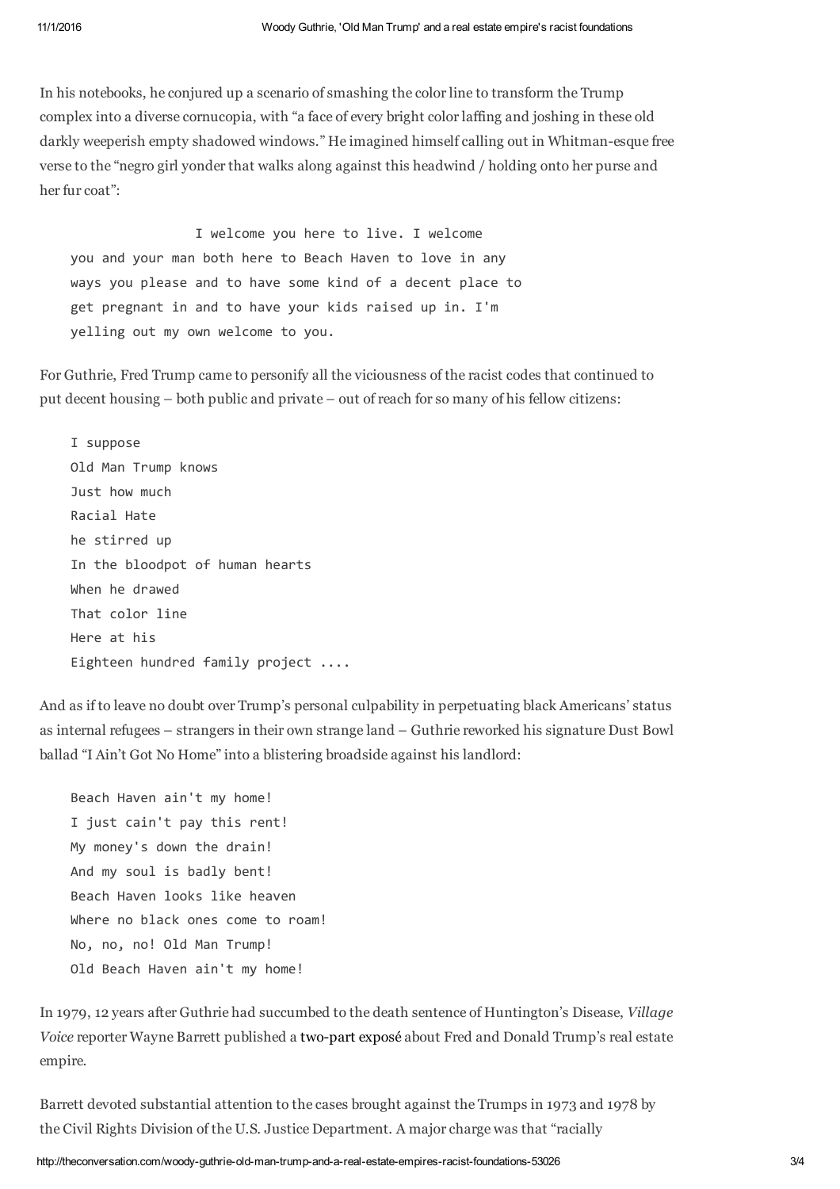In his notebooks, he conjured up a scenario of smashing the color line to transform the Trump complex into a diverse cornucopia, with "a face of every bright color laffing and joshing in these old darkly weeperish empty shadowed windows." He imagined himself calling out in Whitman-esque free verse to the "negro girl yonder that walks along against this headwind / holding onto her purse and her fur coat":

```
                I welcome you here to live. I welcome
you and your man both here to Beach Haven to love in any
ways you please and to have some kind of a decent place to
get pregnant in and to have your kids raised up in. I'm
yelling out my own welcome to you.
```

For Guthrie, Fred Trump came to personify all the viciousness of the racist codes that continued to put decent housing – both public and private – out of reach for so many of his fellow citizens:

```
I suppose
Old Man Trump knows
Just how much
Racial Hate
he stirred up
In the bloodpot of human hearts
When he drawed
That color line
Here at his
Eighteen hundred family project ....
```

And as if to leave no doubt over Trump's personal culpability in perpetuating black Americans' status as internal refugees – strangers in their own strange land – Guthrie reworked his signature Dust Bowl ballad "I Ain't Got No Home" into a blistering broadside against his landlord:

```
Beach Haven ain't my home!
I just cain't pay this rent!
My money's down the drain!
And my soul is badly bent!
Beach Haven looks like heaven
Where no black ones come to roam!
No, no, no! Old Man Trump!
Old Beach Haven ain't my home!
```

In 1979, 12 years after Guthrie had succumbed to the death sentence of Huntington's Disease, *Village Voice* reporter Wayne Barrett published a two-part exposé about Fred and Donald Trump's real estate empire.

Barrett devoted substantial attention to the cases brought against the Trumps in 1973 and 1978 by the Civil Rights Division of the U.S. Justice Department. A major charge was that "racially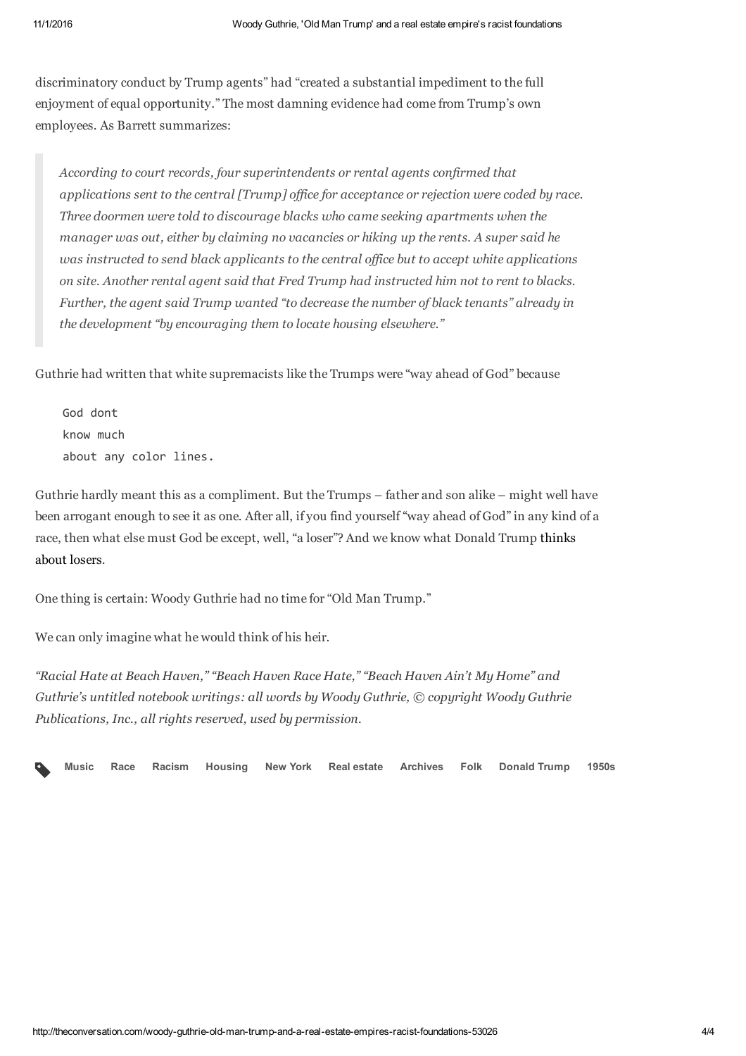discriminatory conduct by Trump agents" had "created a substantial impediment to the full enjoyment of equal opportunity." The most damning evidence had come from Trump's own employees. As Barrett summarizes:

> *According to court records, four superintendents or rental agents confirmed that applications sent to the central [Trump] office for acceptance or rejection were coded by race. Three doormen were told to discourage blacks who came seeking apartments when the manager was out, either by claiming no vacancies or hiking up the rents. A super said he was instructed to send black applicants to the central office but to accept white applications on site. Another rental agent said that Fred Trump had instructed him not to rent to blacks. Further, the agent said Trump wanted "to decrease the number of black tenants" already in the development "by encouraging them to locate housing elsewhere."*

Guthrie had written that white supremacists like the Trumps were "way ahead of God" because

```
God dont
know much
about any color lines.
```

Guthrie hardly meant this as a compliment. But the Trumps – father and son alike – might well have been arrogant enough to see it as one. After all, if you find yourself "way ahead of God" in any kind of a race, then what else must God be except, well, "a loser"? And we know what Donald Trump thinks about losers.

One thing is certain: Woody Guthrie had no time for "Old Man Trump."

We can only imagine what he would think of his heir.

*"Racial Hate at Beach Haven," "Beach Haven Race Hate," "Beach Haven Ain't My Home" and Guthrie's untitled notebook writings: all words by Woody Guthrie, © copyright Woody Guthrie Publications, Inc., all rights reserved, used by permission.*

**Music** **Race** **Racism** **Housing** **New York** **Real estate** **Archives** **Folk** **Donald Trump** **1950s**